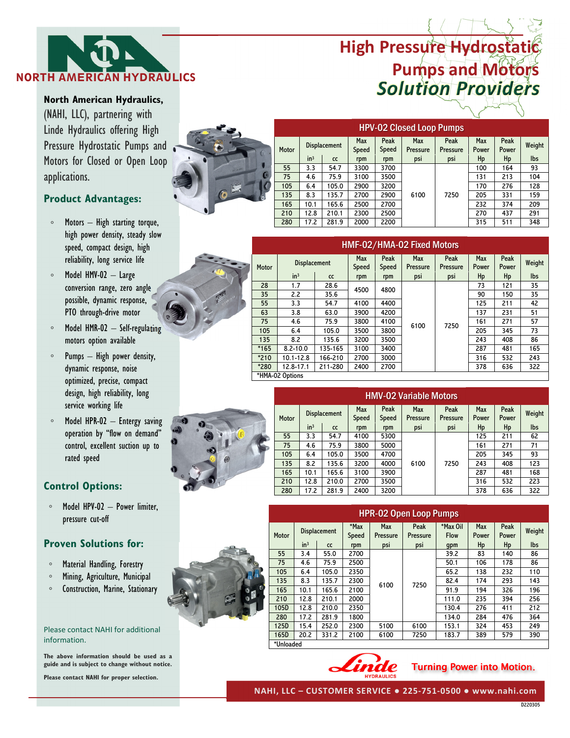NORTH AMERICAN HYDRAULICS

# High Pressure Hydrostatic Pumps and Motors *Solution Providers*

**North American Hydraulics,** (NAHI, LLC), partnering with Linde Hydraulics offering High Pressure Hydrostatic Pumps and Motors for Closed or Open Loop applications.

## Product Advantages:

- Motors – High starting torque, high power density, steady slow speed, compact design, high reliability, long service life
- Model HMV-02 – Large conversion range, zero angle possible, dynamic response, PTO through-drive motor
- Model HMR-02 – Self-regulating motors option available
- Pumps – High power density, dynamic response, noise optimized, precise, compact design, high reliability, long service working life
- Model HPR-02 – Entergy saving operation by "flow on demand" control, excellent suction up to rated speed

## Control Options:

- Model HPV-02 – Power limiter, pressure cut-off

## Proven Solutions for:

- Material Handling, Forestry
- Mining, Agriculture, Municipal
- Construction, Marine, Stationary

Please contact NAHI for additional information.

**The above information should be used as a guide and is subject to change without notice.**

**Please contact NAHI for proper selection.**

### HPV-02 Closed Loop Pumps

| Motor | Displacement | | Max Speed | Peak Speed | Max Pressure | Peak Pressure | Max Power | Peak Power | Weight |
|---|---|---|---|---|---|---|---|---|---|
| | in³ | cc | rpm | rpm | psi | psi | Hp | Hp | lbs |
| 55 | 3.3 | 54.7 | 3300 | 3700 | 6100 | 7250 | 100 | 164 | 93 |
| 75 | 4.6 | 75.9 | 3100 | 3500 | | | 131 | 213 | 104 |
| 105 | 6.4 | 105.0 | 2900 | 3200 | | | 170 | 276 | 128 |
| 135 | 8.3 | 135.7 | 2700 | 2900 | | | 205 | 331 | 159 |
| 165 | 10.1 | 165.6 | 2500 | 2700 | | | 232 | 374 | 209 |
| 210 | 12.8 | 210.1 | 2300 | 2500 | | | 270 | 437 | 291 |
| 280 | 17.2 | 281.9 | 2000 | 2200 | | | 315 | 511 | 348 |

### HMF-02/HMA-02 Fixed Motors

| Motor | Displacement | | Max Speed | Peak Speed | Max Pressure | Peak Pressure | Max Power | Peak Power | Weight |
|---|---|---|---|---|---|---|---|---|---|
| | in³ | cc | rpm | rpm | psi | psi | Hp | Hp | lbs |
| 28 | 1.7 | 28.6 | 4500 | 4800 | 6100 | 7250 | 73 | 121 | 35 |
| 35 | 2.2 | 35.6 | | | | | 90 | 150 | 35 |
| 55 | 3.3 | 54.7 | 4100 | 4400 | | | 125 | 211 | 42 |
| 63 | 3.8 | 63.0 | 3900 | 4200 | | | 137 | 231 | 51 |
| 75 | 4.6 | 75.9 | 3800 | 4100 | | | 161 | 271 | 57 |
| 105 | 6.4 | 105.0 | 3500 | 3800 | | | 205 | 345 | 73 |
| 135 | 8.2 | 135.6 | 3200 | 3500 | | | 243 | 408 | 86 |
| *165 | 8.2-10.0 | 135-165 | 3100 | 3400 | | | 287 | 481 | 165 |
| *210 | 10.1-12.8 | 166-210 | 2700 | 3000 | | | 316 | 532 | 243 |
| *280 | 12.8-17.1 | 211-280 | 2400 | 2700 | | | 378 | 636 | 322 |

*HMA-02 Options

### HMV-02 Variable Motors

| Motor | Displacement | | Max Speed | Peak Speed | Max Pressure | Peak Pressure | Max Power | Peak Power | Weight |
|---|---|---|---|---|---|---|---|---|---|
| | in³ | cc | rpm | rpm | psi | psi | Hp | Hp | lbs |
| 55 | 3.3 | 54.7 | 4100 | 5300 | 6100 | 7250 | 125 | 211 | 62 |
| 75 | 4.6 | 75.9 | 3800 | 5000 | | | 161 | 271 | 71 |
| 105 | 6.4 | 105.0 | 3500 | 4700 | | | 205 | 345 | 93 |
| 135 | 8.2 | 135.6 | 3200 | 4000 | | | 243 | 408 | 123 |
| 165 | 10.1 | 165.6 | 3100 | 3900 | | | 287 | 481 | 168 |
| 210 | 12.8 | 210.0 | 2700 | 3500 | | | 316 | 532 | 223 |
| 280 | 17.2 | 281.9 | 2400 | 3200 | | | 378 | 636 | 322 |

### HPR-02 Open Loop Pumps

| Motor | Displacement | | *Max Speed | Max Pressure | Peak Pressure | *Max Oil Flow | Max Power | Peak Power | Weight |
|---|---|---|---|---|---|---|---|---|---|
| | in³ | cc | rpm | psi | psi | gpm | Hp | Hp | lbs |
| 55 | 3.4 | 55.0 | 2700 | 6100 | 7250 | 39.2 | 83 | 140 | 86 |
| 75 | 4.6 | 75.9 | 2500 | | | 50.1 | 106 | 178 | 86 |
| 105 | 6.4 | 105.0 | 2350 | | | 65.2 | 138 | 232 | 110 |
| 135 | 8.3 | 135.7 | 2300 | | | 82.4 | 174 | 293 | 143 |
| 165 | 10.1 | 165.6 | 2100 | | | 91.9 | 194 | 326 | 196 |
| 210 | 12.8 | 210.1 | 2000 | | | 111.0 | 235 | 394 | 256 |
| 105D | 12.8 | 210.0 | 2350 | | | 130.4 | 276 | 411 | 212 |
| 280 | 17.2 | 281.9 | 1800 | | | 134.0 | 284 | 476 | 364 |
| 125D | 15.4 | 252.0 | 2300 | 5100 | 6100 | 153.1 | 324 | 453 | 249 |
| 165D | 20.2 | 331.2 | 2100 | 6100 | 7250 | 183.7 | 389 | 579 | 390 |

*Unloaded

Linde HYDRAULICS — Turning Power into Motion.

**NAHI, LLC – CUSTOMER SERVICE • 225-751-0500 • www.nahi.com**

D220305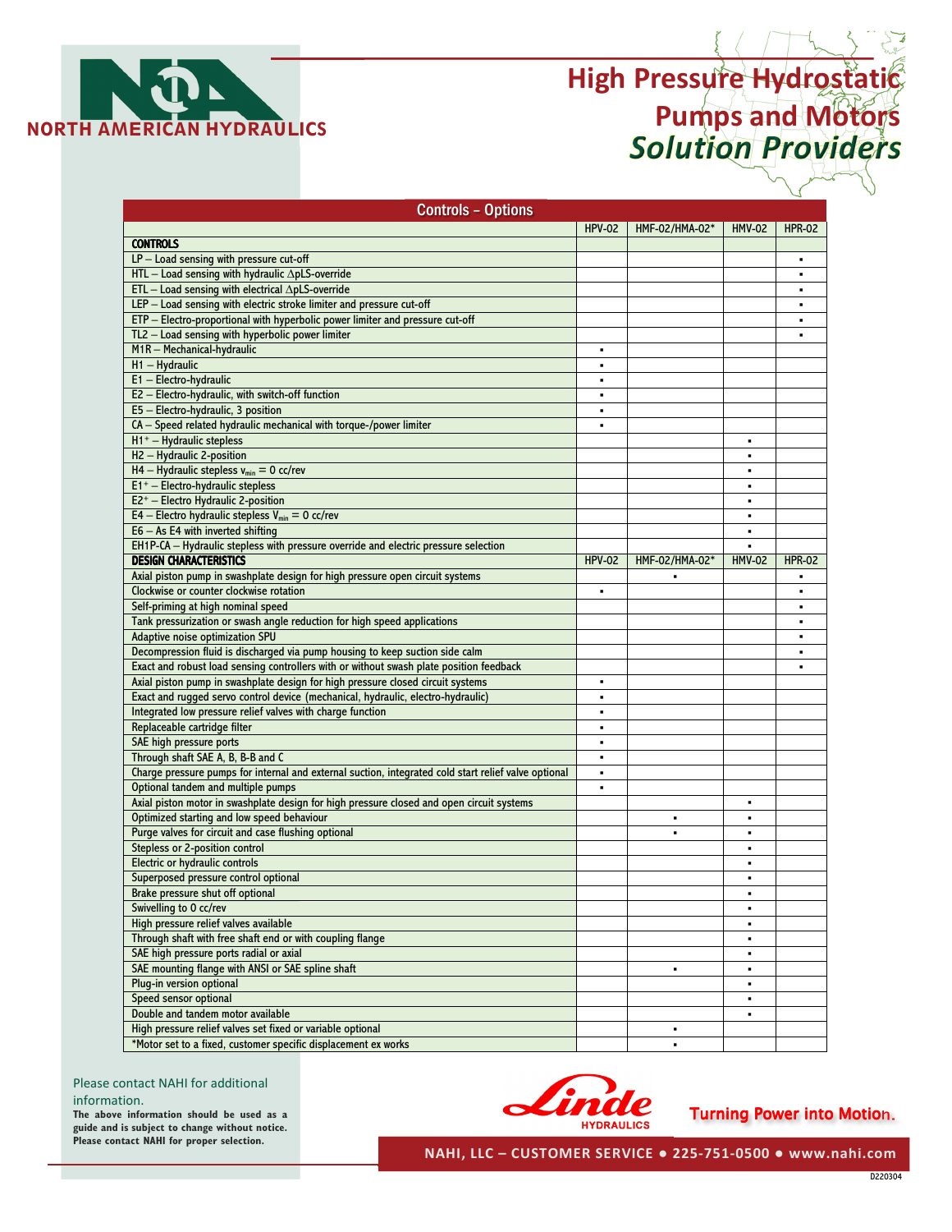# High Pressure Hydrostatic Pumps and Motors *Solution Providers*

NORTH AMERICAN HYDRAULICS

## Controls – Options

| | HPV-02 | HMF-02/HMA-02* | HMV-02 | HPR-02 |
|---|---|---|---|---|
| **CONTROLS** | | | | |
| LP – Load sensing with pressure cut-off | | | | ▪ |
| HTL – Load sensing with hydraulic ΔpLS-override | | | | ▪ |
| ETL – Load sensing with electrical ΔpLS-override | | | | ▪ |
| LEP – Load sensing with electric stroke limiter and pressure cut-off | | | | ▪ |
| ETP – Electro-proportional with hyperbolic power limiter and pressure cut-off | | | | ▪ |
| TL2 – Load sensing with hyperbolic power limiter | | | | ▪ |
| M1R – Mechanical-hydraulic | ▪ | | | |
| H1 – Hydraulic | ▪ | | | |
| E1 – Electro-hydraulic | ▪ | | | |
| E2 – Electro-hydraulic, with switch-off function | ▪ | | | |
| E5 – Electro-hydraulic, 3 position | ▪ | | | |
| CA – Speed related hydraulic mechanical with torque-/power limiter | ▪ | | | |
| H1+ – Hydraulic stepless | | | ▪ | |
| H2 – Hydraulic 2-position | | | ▪ | |
| H4 – Hydraulic stepless $v_{min}$ = 0 cc/rev | | | ▪ | |
| E1+ – Electro-hydraulic stepless | | | ▪ | |
| E2+ – Electro Hydraulic 2-position | | | ▪ | |
| E4 – Electro hydraulic stepless $V_{min}$ = 0 cc/rev | | | ▪ | |
| E6 – As E4 with inverted shifting | | | ▪ | |
| EH1P-CA – Hydraulic stepless with pressure override and electric pressure selection | | | ▪ | |
| **DESIGN CHARACTERISTICS** | **HPV-02** | **HMF-02/HMA-02*** | **HMV-02** | **HPR-02** |
| Axial piston pump in swashplate design for high pressure open circuit systems | | ▪ | | ▪ |
| Clockwise or counter clockwise rotation | ▪ | | | ▪ |
| Self-priming at high nominal speed | | | | ▪ |
| Tank pressurization or swash angle reduction for high speed applications | | | | ▪ |
| Adaptive noise optimization SPU | | | | ▪ |
| Decompression fluid is discharged via pump housing to keep suction side calm | | | | ▪ |
| Exact and robust load sensing controllers with or without swash plate position feedback | | | | ▪ |
| Axial piston pump in swashplate design for high pressure closed circuit systems | ▪ | | | |
| Exact and rugged servo control device (mechanical, hydraulic, electro-hydraulic) | ▪ | | | |
| Integrated low pressure relief valves with charge function | ▪ | | | |
| Replaceable cartridge filter | ▪ | | | |
| SAE high pressure ports | ▪ | | | |
| Through shaft SAE A, B, B-B and C | ▪ | | | |
| Charge pressure pumps for internal and external suction, integrated cold start relief valve optional | ▪ | | | |
| Optional tandem and multiple pumps | ▪ | | | |
| Axial piston motor in swashplate design for high pressure closed and open circuit systems | | | ▪ | |
| Optimized starting and low speed behaviour | | ▪ | ▪ | |
| Purge valves for circuit and case flushing optional | | ▪ | ▪ | |
| Stepless or 2-position control | | | ▪ | |
| Electric or hydraulic controls | | | ▪ | |
| Superposed pressure control optional | | | ▪ | |
| Brake pressure shut off optional | | | ▪ | |
| Swivelling to 0 cc/rev | | | ▪ | |
| High pressure relief valves available | | | ▪ | |
| Through shaft with free shaft end or with coupling flange | | | ▪ | |
| SAE high pressure ports radial or axial | | | ▪ | |
| SAE mounting flange with ANSI or SAE spline shaft | | ▪ | ▪ | |
| Plug-in version optional | | | ▪ | |
| Speed sensor optional | | | ▪ | |
| Double and tandem motor available | | | ▪ | |
| High pressure relief valves set fixed or variable optional | | ▪ | | |
| *Motor set to a fixed, customer specific displacement ex works | | ▪ | | |

Please contact NAHI for additional information.

**The above information should be used as a guide and is subject to change without notice. Please contact NAHI for proper selection.**

Linde HYDRAULICS

Turning Power into Motion.

**NAHI, LLC – CUSTOMER SERVICE ● 225-751-0500 ● www.nahi.com**

D220304